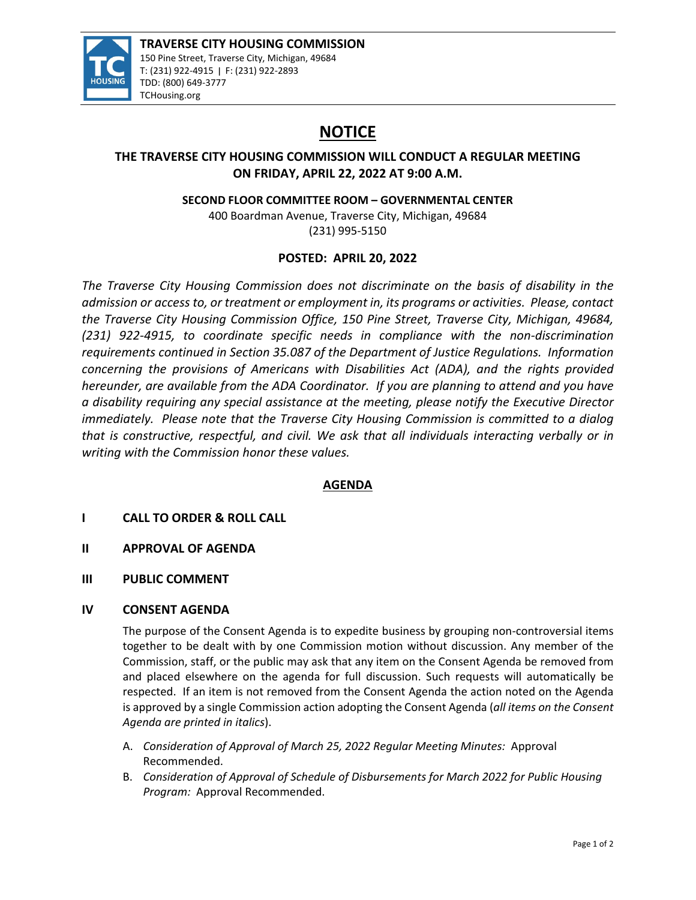**TRAVERSE CITY HOUSING COMMISSION**
150 Pine Street, Traverse City, Michigan, 49684
T: (231) 922-4915 | F: (231) 922-2893
TDD: (800) 649-3777
TCHousing.org

# NOTICE

## THE TRAVERSE CITY HOUSING COMMISSION WILL CONDUCT A REGULAR MEETING ON FRIDAY, APRIL 22, 2022 AT 9:00 A.M.

**SECOND FLOOR COMMITTEE ROOM – GOVERNMENTAL CENTER**
400 Boardman Avenue, Traverse City, Michigan, 49684
(231) 995-5150

**POSTED: APRIL 20, 2022**

*The Traverse City Housing Commission does not discriminate on the basis of disability in the admission or access to, or treatment or employment in, its programs or activities. Please, contact the Traverse City Housing Commission Office, 150 Pine Street, Traverse City, Michigan, 49684, (231) 922-4915, to coordinate specific needs in compliance with the non-discrimination requirements continued in Section 35.087 of the Department of Justice Regulations. Information concerning the provisions of Americans with Disabilities Act (ADA), and the rights provided hereunder, are available from the ADA Coordinator. If you are planning to attend and you have a disability requiring any special assistance at the meeting, please notify the Executive Director immediately. Please note that the Traverse City Housing Commission is committed to a dialog that is constructive, respectful, and civil. We ask that all individuals interacting verbally or in writing with the Commission honor these values.*

## AGENDA

**I CALL TO ORDER & ROLL CALL**

**II APPROVAL OF AGENDA**

**III PUBLIC COMMENT**

**IV CONSENT AGENDA**

The purpose of the Consent Agenda is to expedite business by grouping non-controversial items together to be dealt with by one Commission motion without discussion. Any member of the Commission, staff, or the public may ask that any item on the Consent Agenda be removed from and placed elsewhere on the agenda for full discussion. Such requests will automatically be respected. If an item is not removed from the Consent Agenda the action noted on the Agenda is approved by a single Commission action adopting the Consent Agenda (*all items on the Consent Agenda are printed in italics*).

A. *Consideration of Approval of March 25, 2022 Regular Meeting Minutes:* Approval Recommended.

B. *Consideration of Approval of Schedule of Disbursements for March 2022 for Public Housing Program:* Approval Recommended.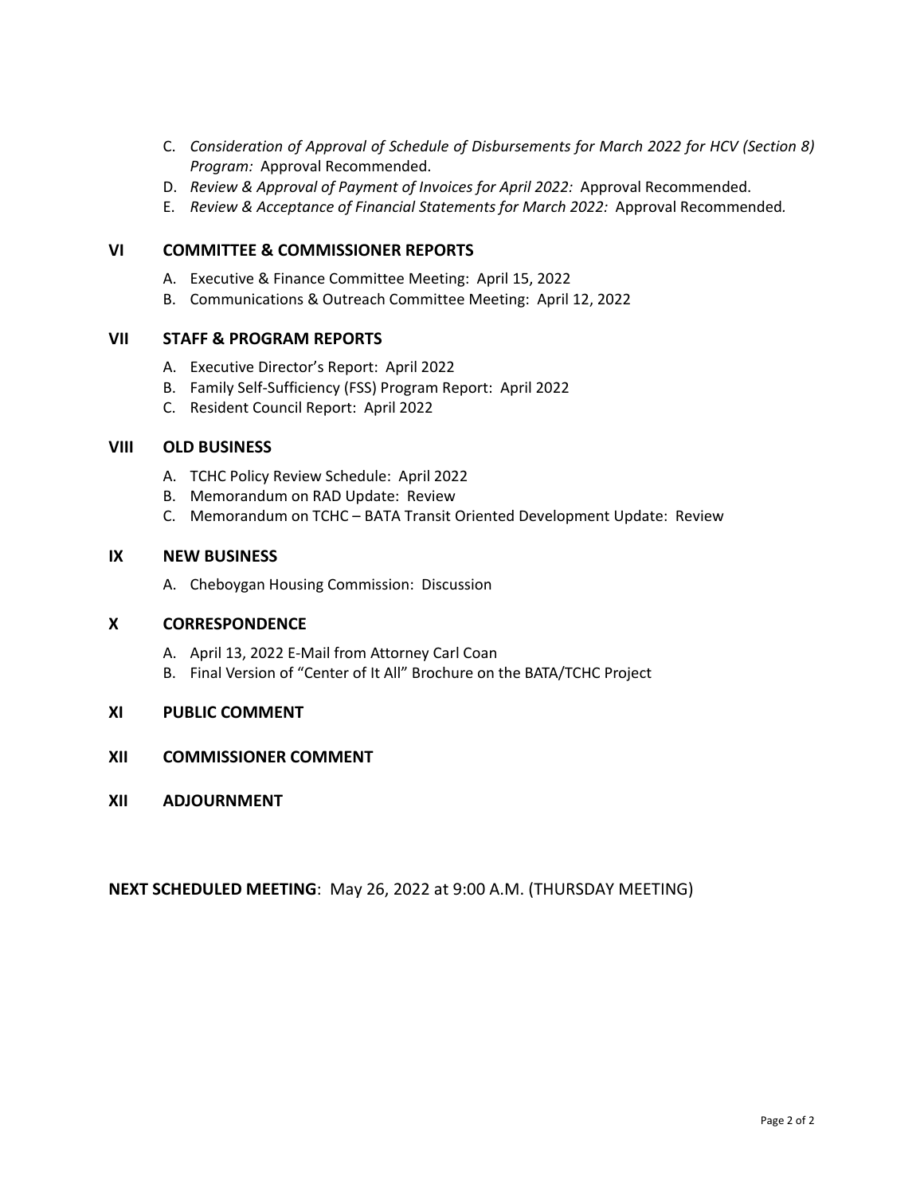C. *Consideration of Approval of Schedule of Disbursements for March 2022 for HCV (Section 8) Program:* Approval Recommended.
D. *Review & Approval of Payment of Invoices for April 2022:* Approval Recommended.
E. *Review & Acceptance of Financial Statements for March 2022:* Approval Recommended.

## VI COMMITTEE & COMMISSIONER REPORTS

A. Executive & Finance Committee Meeting: April 15, 2022
B. Communications & Outreach Committee Meeting: April 12, 2022

## VII STAFF & PROGRAM REPORTS

A. Executive Director's Report: April 2022
B. Family Self-Sufficiency (FSS) Program Report: April 2022
C. Resident Council Report: April 2022

## VIII OLD BUSINESS

A. TCHC Policy Review Schedule: April 2022
B. Memorandum on RAD Update: Review
C. Memorandum on TCHC – BATA Transit Oriented Development Update: Review

## IX NEW BUSINESS

A. Cheboygan Housing Commission: Discussion

## X CORRESPONDENCE

A. April 13, 2022 E-Mail from Attorney Carl Coan
B. Final Version of "Center of It All" Brochure on the BATA/TCHC Project

## XI PUBLIC COMMENT

## XII COMMISSIONER COMMENT

## XII ADJOURNMENT

**NEXT SCHEDULED MEETING**: May 26, 2022 at 9:00 A.M. (THURSDAY MEETING)